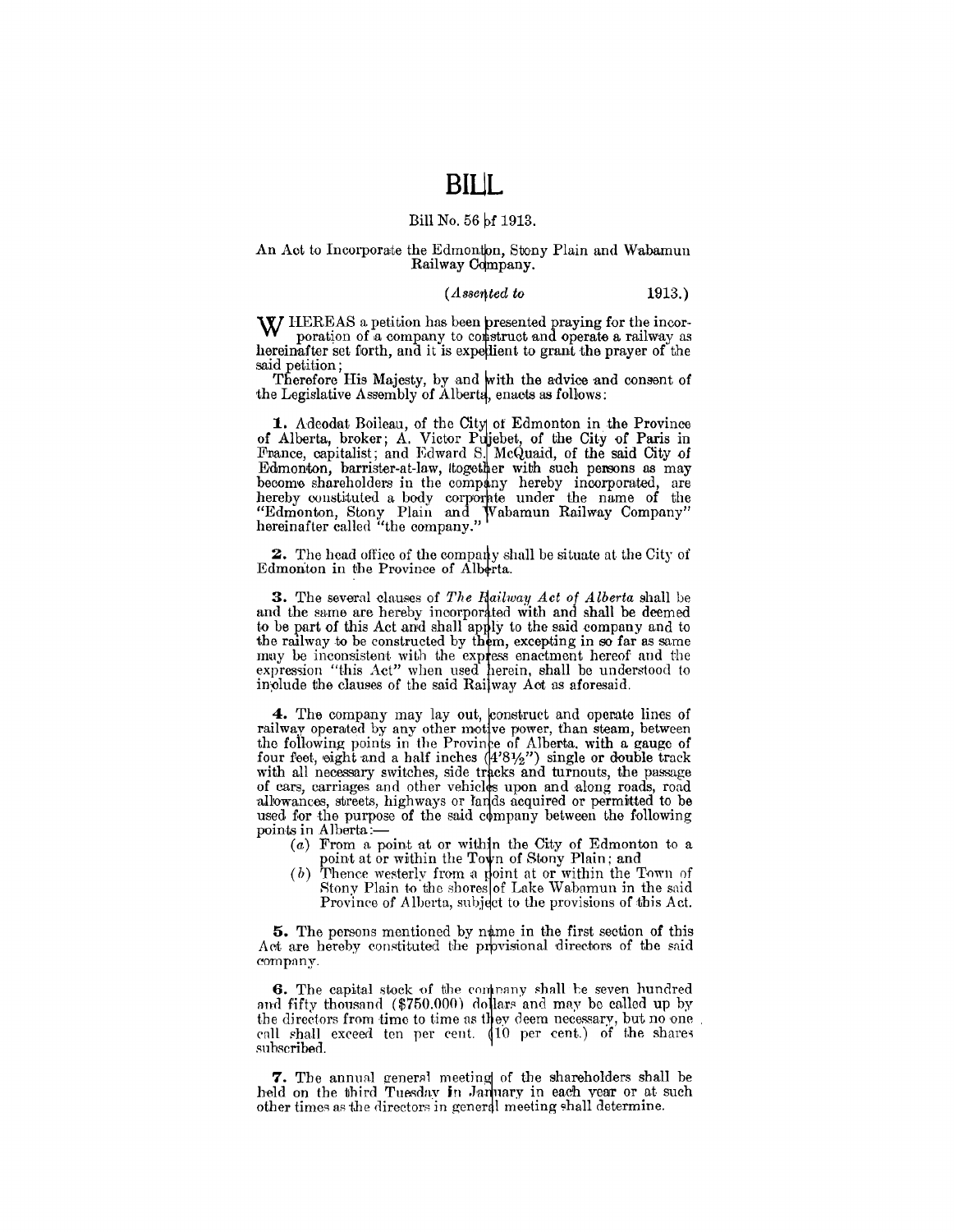# BILL

Bill No. 56 of 1913.

An Act to Incorporate the Edmonton, Stony Plain and Wabamun Railway Company.

(*Assented to* 1913.)

WHEREAS a petition has been presented praying for the incorporation of a company to construct and operate a railway as hereinafter set forth, and it is expedient to grant the prayer of the said petition;

Therefore His Majesty, by and with the advice and consent of the Legislative Assembly of Alberta, enacts as follows:

**1.** Adeodat Boileau, of the City of Edmonton in the Province of Alberta, broker; A. Victor Pujebet, of the City of Paris in France, capitalist; and Edward S. McQuaid, of the said City of Edmonton, barrister-at-law, together with such persons as may become shareholders in the company hereby incorporated, are hereby constituted a body corporate under the name of the "Edmonton, Stony Plain and Wabamun Railway Company" hereinafter called "the company."

**2.** The head office of the company shall be situate at the City of Edmonton in the Province of Alberta.

**3.** The several clauses of *The Railway Act of Alberta* shall be and the same are hereby incorporated with and shall be deemed to be part of this Act and shall apply to the said company and to the railway to be constructed by them, excepting in so far as same may be inconsistent with the express enactment hereof and the expression "this Act" when used herein, shall be understood to include the clauses of the said Railway Act as aforesaid.

**4.** The company may lay out, construct and operate lines of railway operated by any other motive power, than steam, between the following points in the Province of Alberta, with a gauge of four feet, eight and a half inches (4'8½") single or double track with all necessary switches, side tracks and turnouts, the passage of cars, carriages and other vehicles upon and along roads, road allowances, streets, highways or lands acquired or permitted to be used for the purpose of the said company between the following points in Alberta:—

- (*a*) From a point at or within the City of Edmonton to a point at or within the Town of Stony Plain; and
- (*b*) Thence westerly from a point at or within the Town of Stony Plain to the shores of Lake Wabamun in the said Province of Alberta, subject to the provisions of this Act.

**5.** The persons mentioned by name in the first section of this Act are hereby constituted the provisional directors of the said company.

**6.** The capital stock of the company shall be seven hundred and fifty thousand ($750.000) dollars and may be called up by the directors from time to time as they deem necessary, but no one call shall exceed ten per cent. (10 per cent.) of the shares subscribed.

**7.** The annual general meeting of the shareholders shall be held on the third Tuesday in January in each year or at such other times as the directors in general meeting shall determine.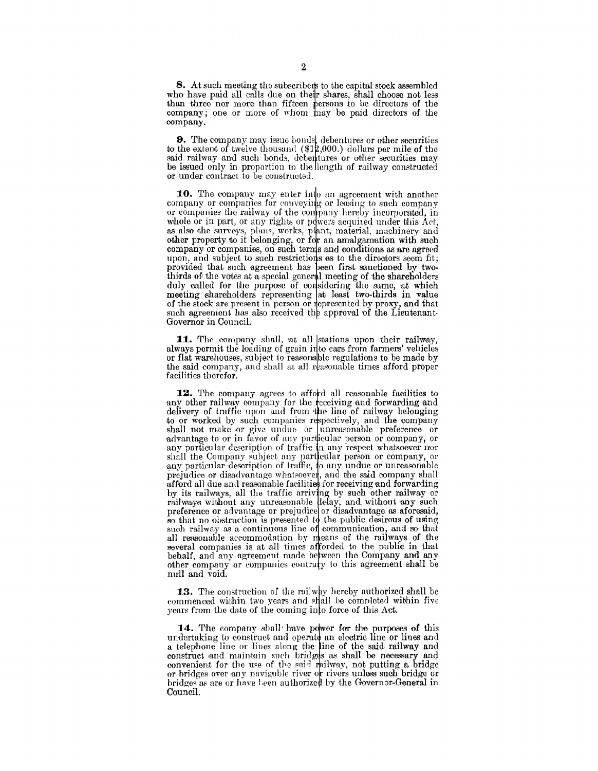**8.** At such meeting the subscribers to the capital stock assembled who have paid all calls due on their shares, shall choose not less than three nor more than fifteen persons to be directors of the company; one or more of whom may be paid directors of the company.

**9.** The company may issue bonds, debentures or other securities to the extent of twelve thousand ($12,000.) dollars per mile of the said railway and such bonds, debentures or other securities may be issued only in proportion to the length of railway constructed or under contract to be constructed.

**10.** The company may enter into an agreement with another company or companies for conveying or leasing to such company or companies the railway of the company hereby incorporated, in whole or in part, or any rights or powers acquired under this Act, as also the surveys, plans, works, plant, material, machinery and other property to it belonging, or for an amalgamation with such company or companies, on such terms and conditions as are agreed upon, and subject to such restrictions as to the directors seem fit; provided that such agreement has been first sanctioned by two-thirds of the votes at a special general meeting of the shareholders duly called for the purpose of considering the same, at which meeting shareholders representing at least two-thirds in value of the stock are present in person or represented by proxy, and that such agreement has also received the approval of the Lieutenant-Governor in Council.

**11.** The company shall, at all stations upon their railway, always permit the loading of grain into cars from farmers' vehicles or flat warehouses, subject to reasonable regulations to be made by the said company, and shall at all reasonable times afford proper facilities therefor.

**12.** The company agrees to afford all reasonable facilities to any other railway company for the receiving and forwarding and delivery of traffic upon and from the line of railway belonging to or worked by such companies respectively, and the company shall not make or give undue or unreasonable preference or advantage to or in favor of any particular person or company, or any particular description of traffic in any respect whatsoever nor shall the Company subject any particular person or company, or any particular description of traffic, to any undue or unreasonable prejudice or disadvantage whatsoever, and the said company shall afford all due and reasonable facilities for receiving and forwarding by its railways, all the traffic arriving by such other railway or railways without any unreasonable delay, and without any such preference or advantage or prejudice or disadvantage as aforesaid, so that no obstruction is presented to the public desirous of using such railway as a continuous line of communication, and so that all reasonable accommodation by means of the railways of the several companies is at all times afforded to the public in that behalf, and any agreement made between the Company and any other company or companies contrary to this agreement shall be null and void.

**13.** The construction of the railway hereby authorized shall be commenced within two years and shall be completed within five years from the date of the coming into force of this Act.

**14.** The company shall have power for the purposes of this undertaking to construct and operate an electric line or lines and a telephone line or lines along the line of the said railway and construct and maintain such bridges as shall be necessary and convenient for the use of the said railway, not putting a bridge or bridges over any navigable river or rivers unless such bridge or bridges as are or have been authorized by the Governor-General in Council.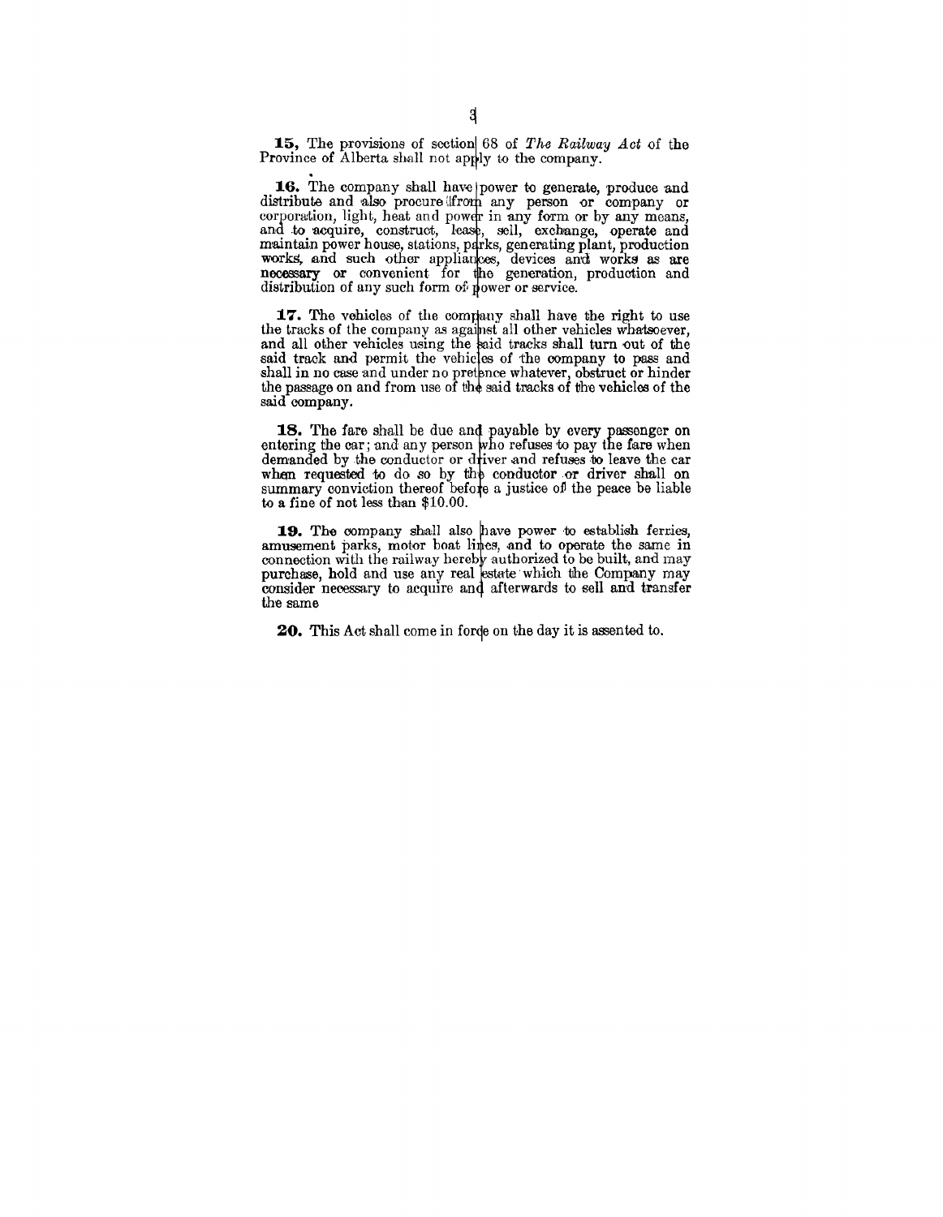**15.** The provisions of section 68 of *The Railway Act* of the Province of Alberta shall not apply to the company.

**16.** The company shall have power to generate, produce and distribute and also procure from any person or company or corporation, light, heat and power in any form or by any means, and to acquire, construct, lease, sell, exchange, operate and maintain power house, stations, parks, generating plant, production works, and such other appliances, devices and works as are necessary or convenient for the generation, production and distribution of any such form of power or service.

**17.** The vehicles of the company shall have the right to use the tracks of the company as against all other vehicles whatsoever, and all other vehicles using the said tracks shall turn out of the said track and permit the vehicles of the company to pass and shall in no case and under no pretence whatever, obstruct or hinder the passage on and from use of the said tracks of the vehicles of the said company.

**18.** The fare shall be due and payable by every passenger on entering the car; and any person who refuses to pay the fare when demanded by the conductor or driver and refuses to leave the car when requested to do so by the conductor or driver shall on summary conviction thereof before a justice of the peace be liable to a fine of not less than $10.00.

**19.** The company shall also have power to establish ferries, amusement parks, motor boat lines, and to operate the same in connection with the railway hereby authorized to be built, and may purchase, hold and use any real estate which the Company may consider necessary to acquire and afterwards to sell and transfer the same

**20.** This Act shall come in force on the day it is assented to.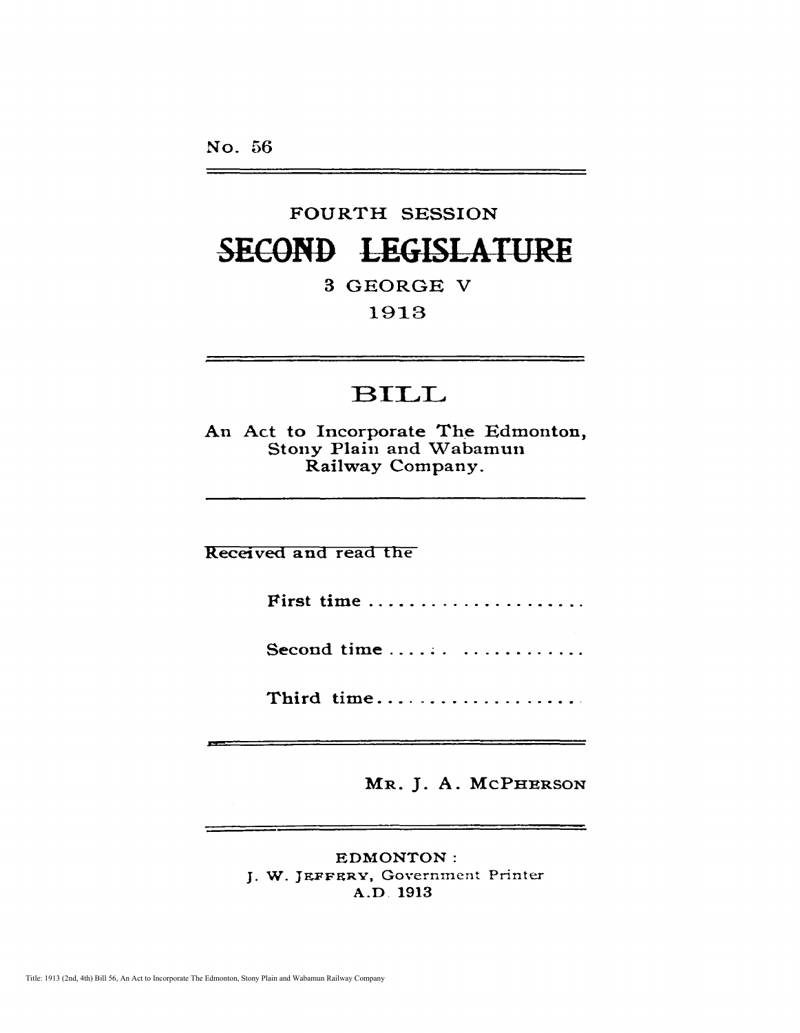No. 56

FOURTH SESSION

# SECOND LEGISLATURE

3 GEORGE V

1913

# BILL

An Act to Incorporate The Edmonton, Stony Plain and Wabamun Railway Company.

Received and read the

First time ....................

Second time ....................

Third time....................

MR. J. A. MCPHERSON

EDMONTON:
J. W. JEFFERY, Government Printer
A.D. 1913